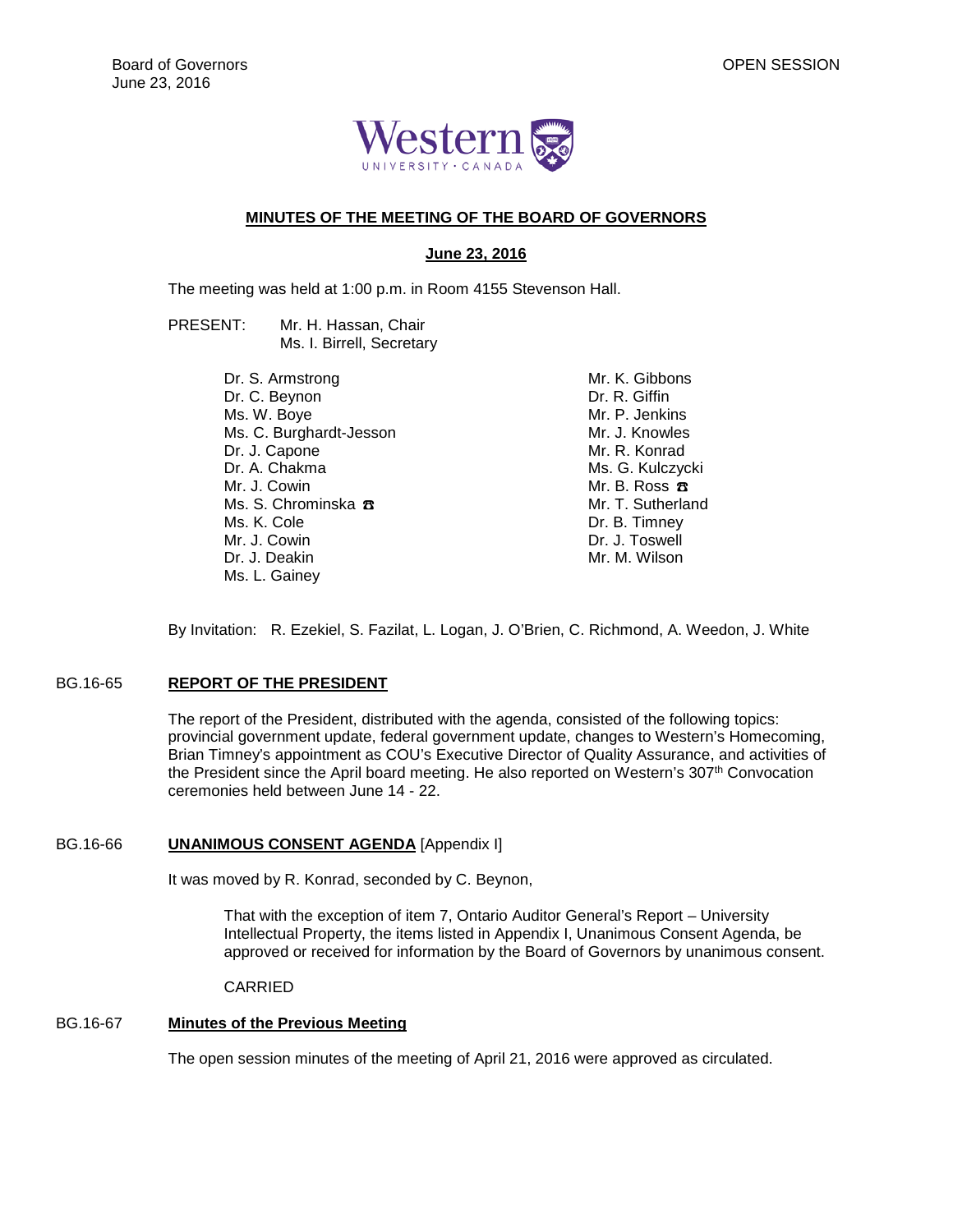Board of Governors
June 23, 2016

OPEN SESSION

## MINUTES OF THE MEETING OF THE BOARD OF GOVERNORS

### June 23, 2016

The meeting was held at 1:00 p.m. in Room 4155 Stevenson Hall.

PRESENT: Mr. H. Hassan, Chair
Ms. I. Birrell, Secretary

Dr. S. Armstrong
Dr. C. Beynon
Ms. W. Boye
Ms. C. Burghardt-Jesson
Dr. J. Capone
Dr. A. Chakma
Mr. J. Cowin
Ms. S. Chrominska ☎
Ms. K. Cole
Mr. J. Cowin
Dr. J. Deakin
Ms. L. Gainey
Mr. K. Gibbons
Dr. R. Giffin
Mr. P. Jenkins
Mr. J. Knowles
Mr. R. Konrad
Ms. G. Kulczycki
Mr. B. Ross ☎
Mr. T. Sutherland
Dr. B. Timney
Dr. J. Toswell
Mr. M. Wilson

By Invitation: R. Ezekiel, S. Fazilat, L. Logan, J. O'Brien, C. Richmond, A. Weedon, J. White

**BG.16-65 REPORT OF THE PRESIDENT**

The report of the President, distributed with the agenda, consisted of the following topics: provincial government update, federal government update, changes to Western's Homecoming, Brian Timney's appointment as COU's Executive Director of Quality Assurance, and activities of the President since the April board meeting. He also reported on Western's 307th Convocation ceremonies held between June 14 - 22.

**BG.16-66 UNANIMOUS CONSENT AGENDA** [Appendix I]

It was moved by R. Konrad, seconded by C. Beynon,

> That with the exception of item 7, Ontario Auditor General's Report – University Intellectual Property, the items listed in Appendix I, Unanimous Consent Agenda, be approved or received for information by the Board of Governors by unanimous consent.

CARRIED

**BG.16-67 Minutes of the Previous Meeting**

The open session minutes of the meeting of April 21, 2016 were approved as circulated.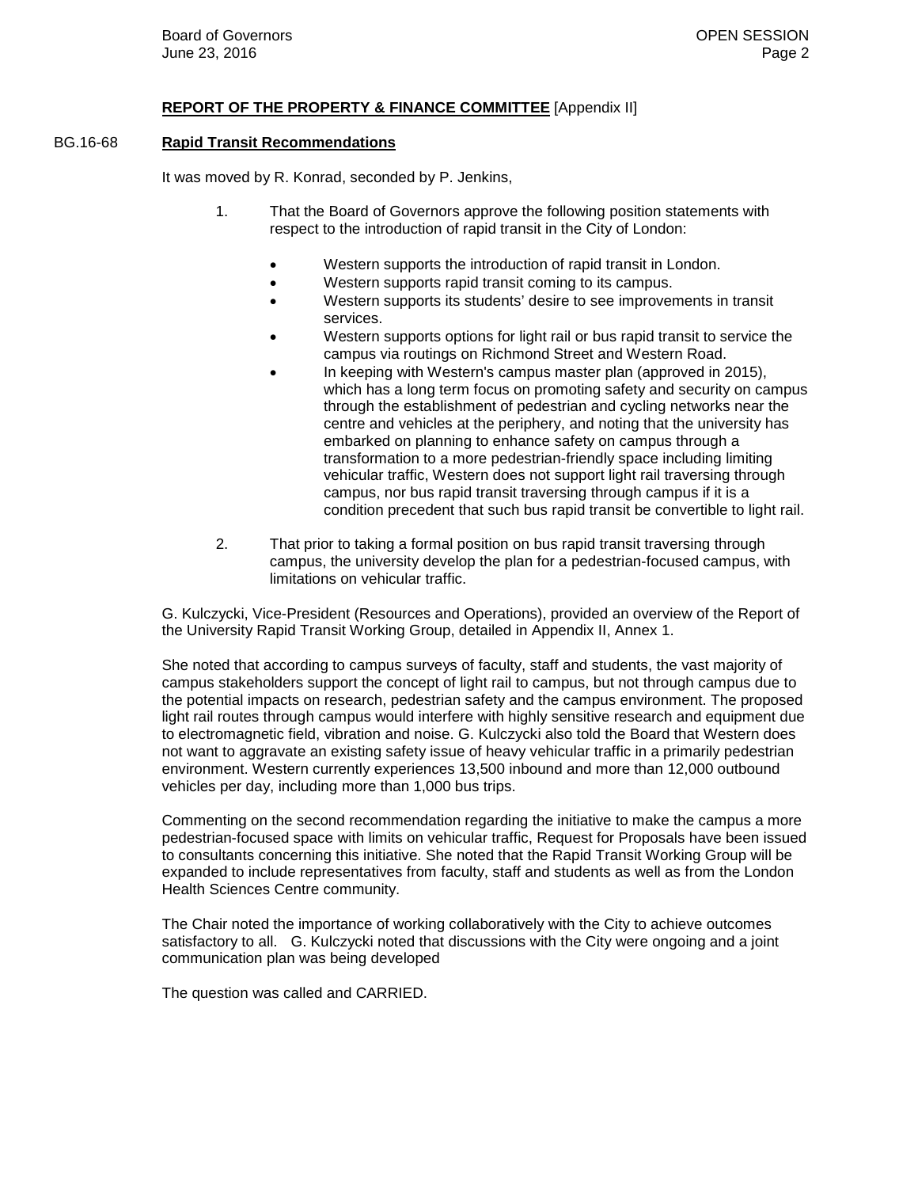## REPORT OF THE PROPERTY & FINANCE COMMITTEE [Appendix II]

### BG.16-68 Rapid Transit Recommendations

It was moved by R. Konrad, seconded by P. Jenkins,

1. That the Board of Governors approve the following position statements with respect to the introduction of rapid transit in the City of London:

   - Western supports the introduction of rapid transit in London.
   - Western supports rapid transit coming to its campus.
   - Western supports its students' desire to see improvements in transit services.
   - Western supports options for light rail or bus rapid transit to service the campus via routings on Richmond Street and Western Road.
   - In keeping with Western's campus master plan (approved in 2015), which has a long term focus on promoting safety and security on campus through the establishment of pedestrian and cycling networks near the centre and vehicles at the periphery, and noting that the university has embarked on planning to enhance safety on campus through a transformation to a more pedestrian-friendly space including limiting vehicular traffic, Western does not support light rail traversing through campus, nor bus rapid transit traversing through campus if it is a condition precedent that such bus rapid transit be convertible to light rail.

2. That prior to taking a formal position on bus rapid transit traversing through campus, the university develop the plan for a pedestrian-focused campus, with limitations on vehicular traffic.

G. Kulczycki, Vice-President (Resources and Operations), provided an overview of the Report of the University Rapid Transit Working Group, detailed in Appendix II, Annex 1.

She noted that according to campus surveys of faculty, staff and students, the vast majority of campus stakeholders support the concept of light rail to campus, but not through campus due to the potential impacts on research, pedestrian safety and the campus environment. The proposed light rail routes through campus would interfere with highly sensitive research and equipment due to electromagnetic field, vibration and noise. G. Kulczycki also told the Board that Western does not want to aggravate an existing safety issue of heavy vehicular traffic in a primarily pedestrian environment. Western currently experiences 13,500 inbound and more than 12,000 outbound vehicles per day, including more than 1,000 bus trips.

Commenting on the second recommendation regarding the initiative to make the campus a more pedestrian-focused space with limits on vehicular traffic, Request for Proposals have been issued to consultants concerning this initiative. She noted that the Rapid Transit Working Group will be expanded to include representatives from faculty, staff and students as well as from the London Health Sciences Centre community.

The Chair noted the importance of working collaboratively with the City to achieve outcomes satisfactory to all. G. Kulczycki noted that discussions with the City were ongoing and a joint communication plan was being developed

The question was called and CARRIED.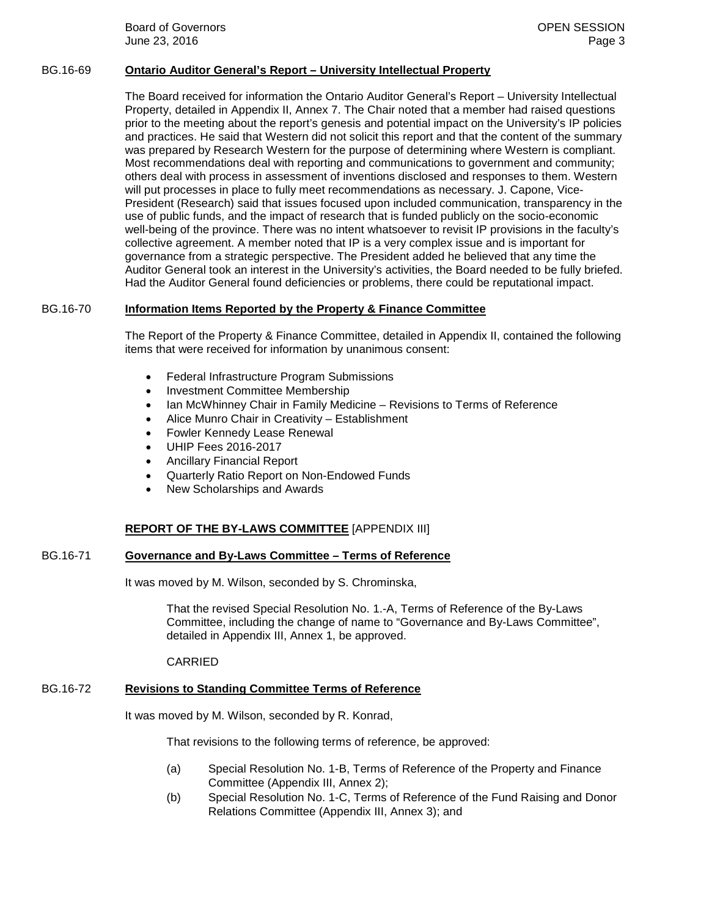BG.16-69 **Ontario Auditor General's Report – University Intellectual Property**

The Board received for information the Ontario Auditor General's Report – University Intellectual Property, detailed in Appendix II, Annex 7. The Chair noted that a member had raised questions prior to the meeting about the report's genesis and potential impact on the University's IP policies and practices. He said that Western did not solicit this report and that the content of the summary was prepared by Research Western for the purpose of determining where Western is compliant. Most recommendations deal with reporting and communications to government and community; others deal with process in assessment of inventions disclosed and responses to them. Western will put processes in place to fully meet recommendations as necessary. J. Capone, Vice-President (Research) said that issues focused upon included communication, transparency in the use of public funds, and the impact of research that is funded publicly on the socio-economic well-being of the province. There was no intent whatsoever to revisit IP provisions in the faculty's collective agreement. A member noted that IP is a very complex issue and is important for governance from a strategic perspective. The President added he believed that any time the Auditor General took an interest in the University's activities, the Board needed to be fully briefed. Had the Auditor General found deficiencies or problems, there could be reputational impact.

BG.16-70 **Information Items Reported by the Property & Finance Committee**

The Report of the Property & Finance Committee, detailed in Appendix II, contained the following items that were received for information by unanimous consent:

- Federal Infrastructure Program Submissions
- Investment Committee Membership
- Ian McWhinney Chair in Family Medicine – Revisions to Terms of Reference
- Alice Munro Chair in Creativity – Establishment
- Fowler Kennedy Lease Renewal
- UHIP Fees 2016-2017
- Ancillary Financial Report
- Quarterly Ratio Report on Non-Endowed Funds
- New Scholarships and Awards

**REPORT OF THE BY-LAWS COMMITTEE** [APPENDIX III]

BG.16-71 **Governance and By-Laws Committee – Terms of Reference**

It was moved by M. Wilson, seconded by S. Chrominska,

> That the revised Special Resolution No. 1.-A, Terms of Reference of the By-Laws Committee, including the change of name to "Governance and By-Laws Committee", detailed in Appendix III, Annex 1, be approved.
>
> CARRIED

BG.16-72 **Revisions to Standing Committee Terms of Reference**

It was moved by M. Wilson, seconded by R. Konrad,

> That revisions to the following terms of reference, be approved:
>
> (a) Special Resolution No. 1-B, Terms of Reference of the Property and Finance Committee (Appendix III, Annex 2);
>
> (b) Special Resolution No. 1-C, Terms of Reference of the Fund Raising and Donor Relations Committee (Appendix III, Annex 3); and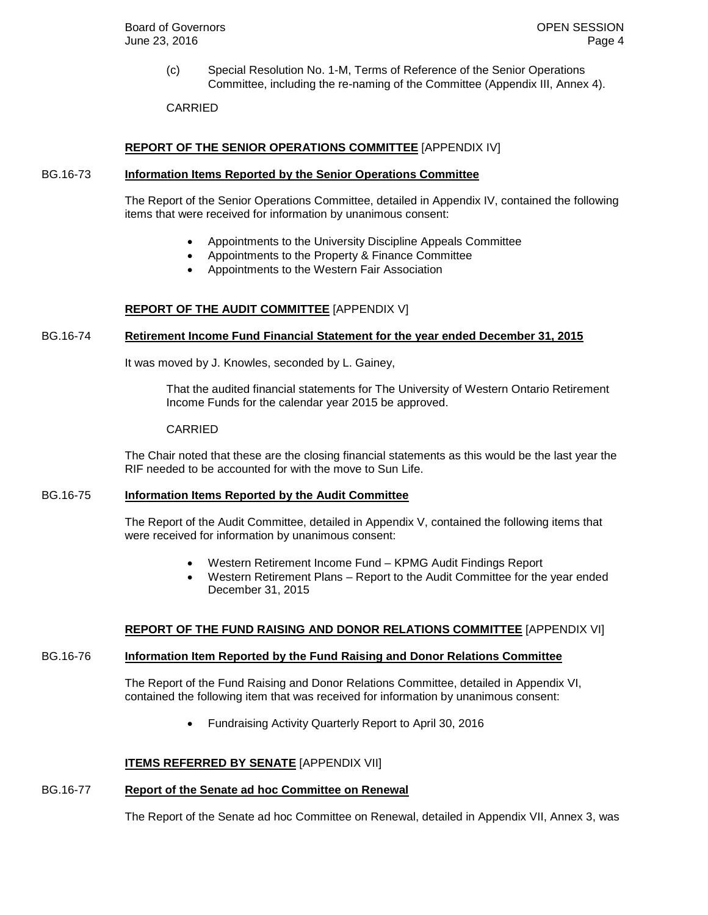(c) Special Resolution No. 1-M, Terms of Reference of the Senior Operations Committee, including the re-naming of the Committee (Appendix III, Annex 4).

CARRIED

**REPORT OF THE SENIOR OPERATIONS COMMITTEE** [APPENDIX IV]

BG.16-73 **Information Items Reported by the Senior Operations Committee**

The Report of the Senior Operations Committee, detailed in Appendix IV, contained the following items that were received for information by unanimous consent:

- Appointments to the University Discipline Appeals Committee
- Appointments to the Property & Finance Committee
- Appointments to the Western Fair Association

**REPORT OF THE AUDIT COMMITTEE** [APPENDIX V]

BG.16-74 **Retirement Income Fund Financial Statement for the year ended December 31, 2015**

It was moved by J. Knowles, seconded by L. Gainey,

> That the audited financial statements for The University of Western Ontario Retirement Income Funds for the calendar year 2015 be approved.
>
> CARRIED

The Chair noted that these are the closing financial statements as this would be the last year the RIF needed to be accounted for with the move to Sun Life.

BG.16-75 **Information Items Reported by the Audit Committee**

The Report of the Audit Committee, detailed in Appendix V, contained the following items that were received for information by unanimous consent:

- Western Retirement Income Fund – KPMG Audit Findings Report
- Western Retirement Plans – Report to the Audit Committee for the year ended December 31, 2015

**REPORT OF THE FUND RAISING AND DONOR RELATIONS COMMITTEE** [APPENDIX VI]

BG.16-76 **Information Item Reported by the Fund Raising and Donor Relations Committee**

The Report of the Fund Raising and Donor Relations Committee, detailed in Appendix VI, contained the following item that was received for information by unanimous consent:

- Fundraising Activity Quarterly Report to April 30, 2016

**ITEMS REFERRED BY SENATE** [APPENDIX VII]

BG.16-77 **Report of the Senate ad hoc Committee on Renewal**

The Report of the Senate ad hoc Committee on Renewal, detailed in Appendix VII, Annex 3, was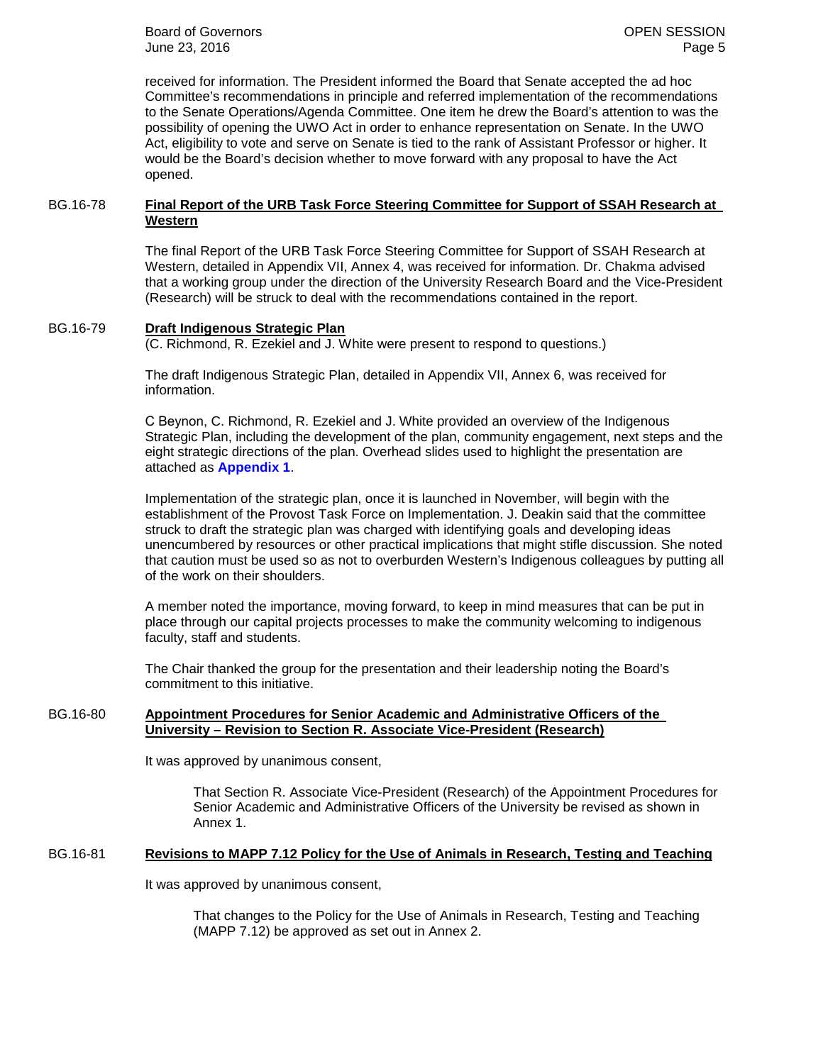received for information. The President informed the Board that Senate accepted the ad hoc Committee's recommendations in principle and referred implementation of the recommendations to the Senate Operations/Agenda Committee. One item he drew the Board's attention to was the possibility of opening the UWO Act in order to enhance representation on Senate. In the UWO Act, eligibility to vote and serve on Senate is tied to the rank of Assistant Professor or higher. It would be the Board's decision whether to move forward with any proposal to have the Act opened.

**BG.16-78 Final Report of the URB Task Force Steering Committee for Support of SSAH Research at Western**

The final Report of the URB Task Force Steering Committee for Support of SSAH Research at Western, detailed in Appendix VII, Annex 4, was received for information. Dr. Chakma advised that a working group under the direction of the University Research Board and the Vice-President (Research) will be struck to deal with the recommendations contained in the report.

**BG.16-79 Draft Indigenous Strategic Plan**

(C. Richmond, R. Ezekiel and J. White were present to respond to questions.)

The draft Indigenous Strategic Plan, detailed in Appendix VII, Annex 6, was received for information.

C Beynon, C. Richmond, R. Ezekiel and J. White provided an overview of the Indigenous Strategic Plan, including the development of the plan, community engagement, next steps and the eight strategic directions of the plan. Overhead slides used to highlight the presentation are attached as **Appendix 1**.

Implementation of the strategic plan, once it is launched in November, will begin with the establishment of the Provost Task Force on Implementation. J. Deakin said that the committee struck to draft the strategic plan was charged with identifying goals and developing ideas unencumbered by resources or other practical implications that might stifle discussion. She noted that caution must be used so as not to overburden Western's Indigenous colleagues by putting all of the work on their shoulders.

A member noted the importance, moving forward, to keep in mind measures that can be put in place through our capital projects processes to make the community welcoming to indigenous faculty, staff and students.

The Chair thanked the group for the presentation and their leadership noting the Board's commitment to this initiative.

**BG.16-80 Appointment Procedures for Senior Academic and Administrative Officers of the University – Revision to Section R. Associate Vice-President (Research)**

It was approved by unanimous consent,

> That Section R. Associate Vice-President (Research) of the Appointment Procedures for Senior Academic and Administrative Officers of the University be revised as shown in Annex 1.

**BG.16-81 Revisions to MAPP 7.12 Policy for the Use of Animals in Research, Testing and Teaching**

It was approved by unanimous consent,

> That changes to the Policy for the Use of Animals in Research, Testing and Teaching (MAPP 7.12) be approved as set out in Annex 2.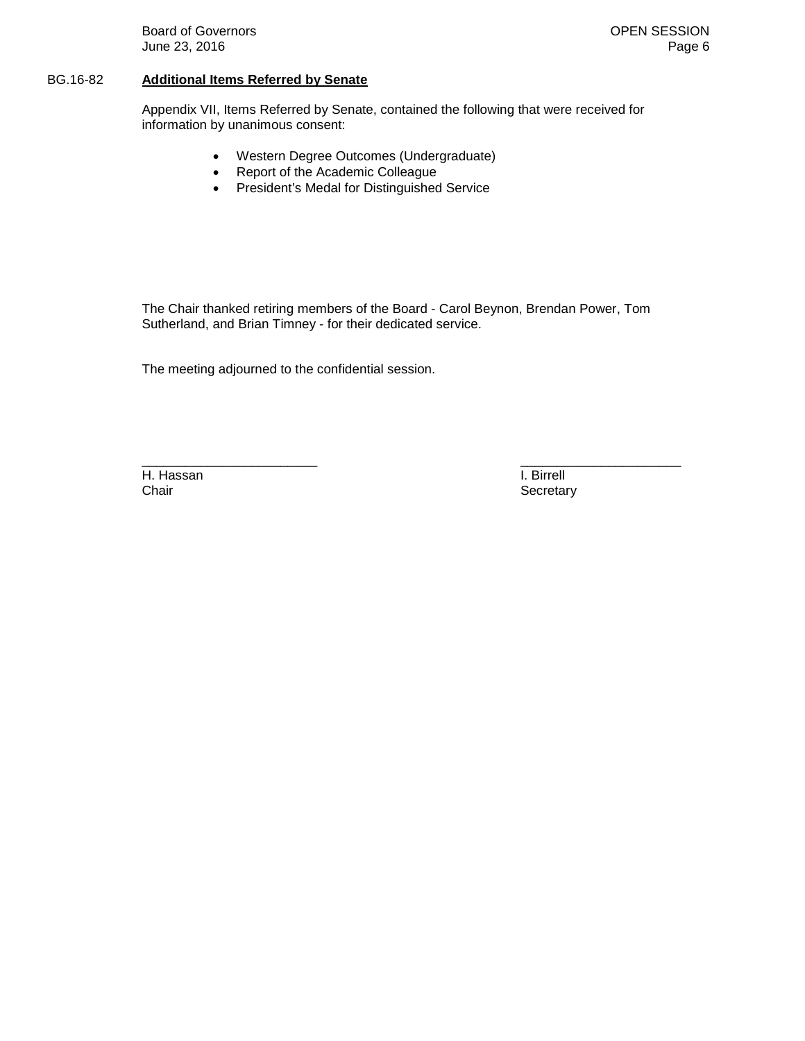BG.16-82 **Additional Items Referred by Senate**

Appendix VII, Items Referred by Senate, contained the following that were received for information by unanimous consent:

- Western Degree Outcomes (Undergraduate)
- Report of the Academic Colleague
- President's Medal for Distinguished Service

The Chair thanked retiring members of the Board - Carol Beynon, Brendan Power, Tom Sutherland, and Brian Timney - for their dedicated service.

The meeting adjourned to the confidential session.

| ________________________ | ______________________ |
|---|---|
| H. Hassan | I. Birrell |
| Chair | Secretary |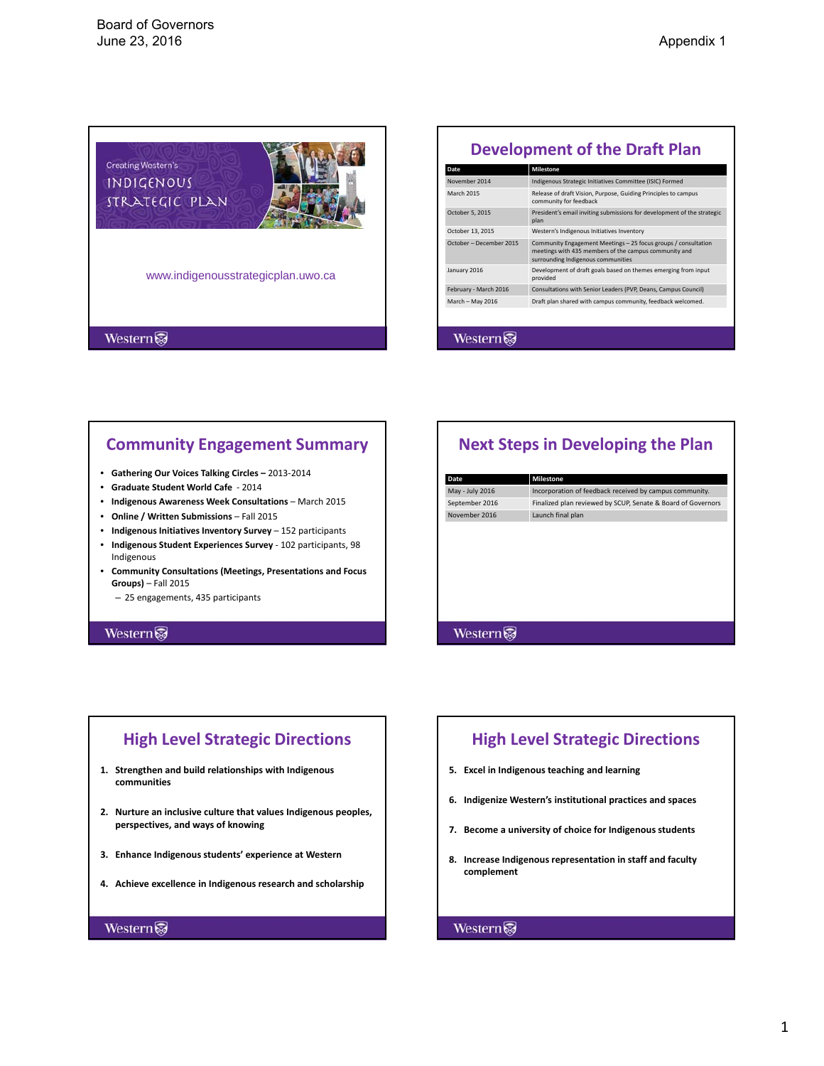Board of Governors
June 23, 2016

Appendix 1

Creating Western's

INDIGENOUS STRATEGIC PLAN

www.indigenousstrategicplan.uwo.ca

## Development of the Draft Plan

| Date | Milestone |
|---|---|
| November 2014 | Indigenous Strategic Initiatives Committee (ISIC) Formed |
| March 2015 | Release of draft Vision, Purpose, Guiding Principles to campus community for feedback |
| October 5, 2015 | President's email inviting submissions for development of the strategic plan |
| October 13, 2015 | Western's Indigenous Initiatives Inventory |
| October – December 2015 | Community Engagement Meetings – 25 focus groups / consultation meetings with 435 members of the campus community and surrounding Indigenous communities |
| January 2016 | Development of draft goals based on themes emerging from input provided |
| February - March 2016 | Consultations with Senior Leaders (PVP, Deans, Campus Council) |
| March – May 2016 | Draft plan shared with campus community, feedback welcomed. |

## Community Engagement Summary

- **Gathering Our Voices Talking Circles –** 2013-2014
- **Graduate Student World Cafe** - 2014
- **Indigenous Awareness Week Consultations** – March 2015
- **Online / Written Submissions** – Fall 2015
- **Indigenous Initiatives Inventory Survey** – 152 participants
- **Indigenous Student Experiences Survey** - 102 participants, 98 Indigenous
- **Community Consultations (Meetings, Presentations and Focus Groups)** – Fall 2015
  - 25 engagements, 435 participants

## Next Steps in Developing the Plan

| Date | Milestone |
|---|---|
| May - July 2016 | Incorporation of feedback received by campus community. |
| September 2016 | Finalized plan reviewed by SCUP, Senate & Board of Governors |
| November 2016 | Launch final plan |

## High Level Strategic Directions

1. **Strengthen and build relationships with Indigenous communities**
2. **Nurture an inclusive culture that values Indigenous peoples, perspectives, and ways of knowing**
3. **Enhance Indigenous students' experience at Western**
4. **Achieve excellence in Indigenous research and scholarship**

## High Level Strategic Directions

5. **Excel in Indigenous teaching and learning**
6. **Indigenize Western's institutional practices and spaces**
7. **Become a university of choice for Indigenous students**
8. **Increase Indigenous representation in staff and faculty complement**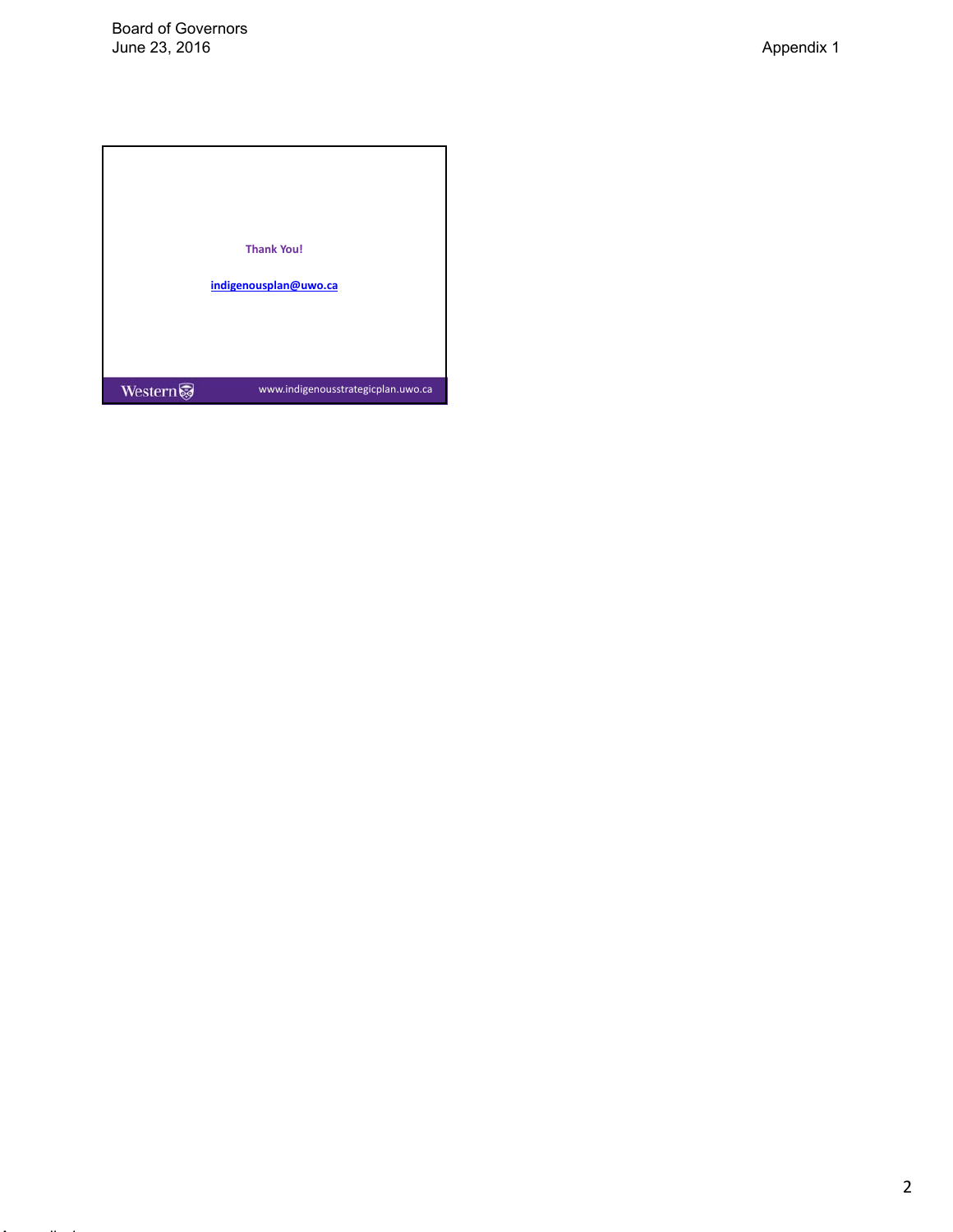Thank You!

indigenousplan@uwo.ca

Western

www.indigenousstrategicplan.uwo.ca